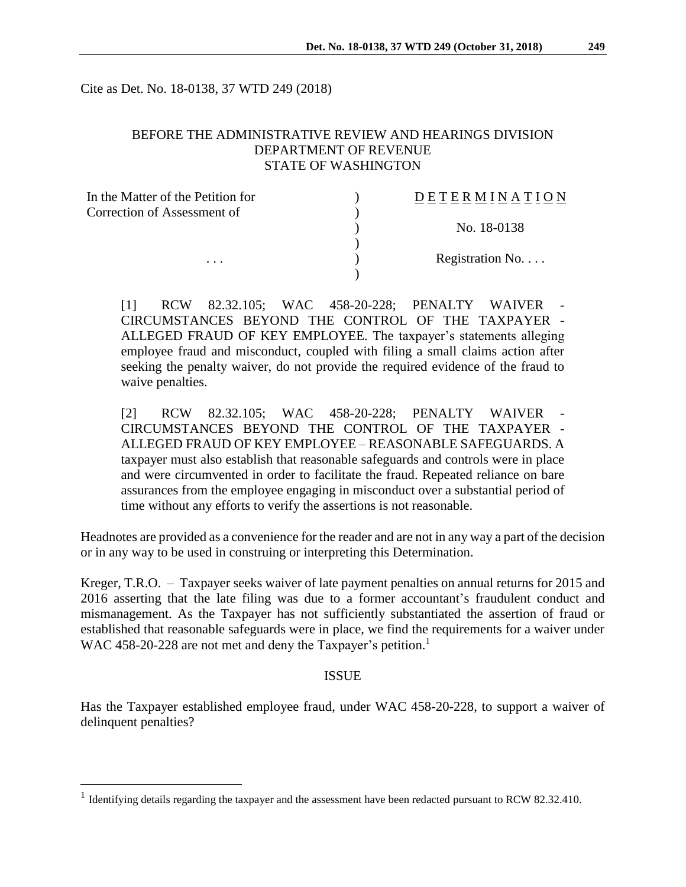Cite as Det. No. 18-0138, 37 WTD 249 (2018)

BEFORE THE ADMINISTRATIVE REVIEW AND HEARINGS DIVISION
DEPARTMENT OF REVENUE
STATE OF WASHINGTON

| | | |
|---|---|---|
| In the Matter of the Petition for Correction of Assessment of | ) | DETERMINATION |
| | ) | No. 18-0138 |
| . . . | ) | Registration No. . . . |

[1] RCW 82.32.105; WAC 458-20-228; PENALTY WAIVER - CIRCUMSTANCES BEYOND THE CONTROL OF THE TAXPAYER - ALLEGED FRAUD OF KEY EMPLOYEE. The taxpayer's statements alleging employee fraud and misconduct, coupled with filing a small claims action after seeking the penalty waiver, do not provide the required evidence of the fraud to waive penalties.

[2] RCW 82.32.105; WAC 458-20-228; PENALTY WAIVER - CIRCUMSTANCES BEYOND THE CONTROL OF THE TAXPAYER - ALLEGED FRAUD OF KEY EMPLOYEE – REASONABLE SAFEGUARDS. A taxpayer must also establish that reasonable safeguards and controls were in place and were circumvented in order to facilitate the fraud. Repeated reliance on bare assurances from the employee engaging in misconduct over a substantial period of time without any efforts to verify the assertions is not reasonable.

Headnotes are provided as a convenience for the reader and are not in any way a part of the decision or in any way to be used in construing or interpreting this Determination.

Kreger, T.R.O. – Taxpayer seeks waiver of late payment penalties on annual returns for 2015 and 2016 asserting that the late filing was due to a former accountant's fraudulent conduct and mismanagement. As the Taxpayer has not sufficiently substantiated the assertion of fraud or established that reasonable safeguards were in place, we find the requirements for a waiver under WAC 458-20-228 are not met and deny the Taxpayer's petition.[1]

## ISSUE

Has the Taxpayer established employee fraud, under WAC 458-20-228, to support a waiver of delinquent penalties?

---

[1] Identifying details regarding the taxpayer and the assessment have been redacted pursuant to RCW 82.32.410.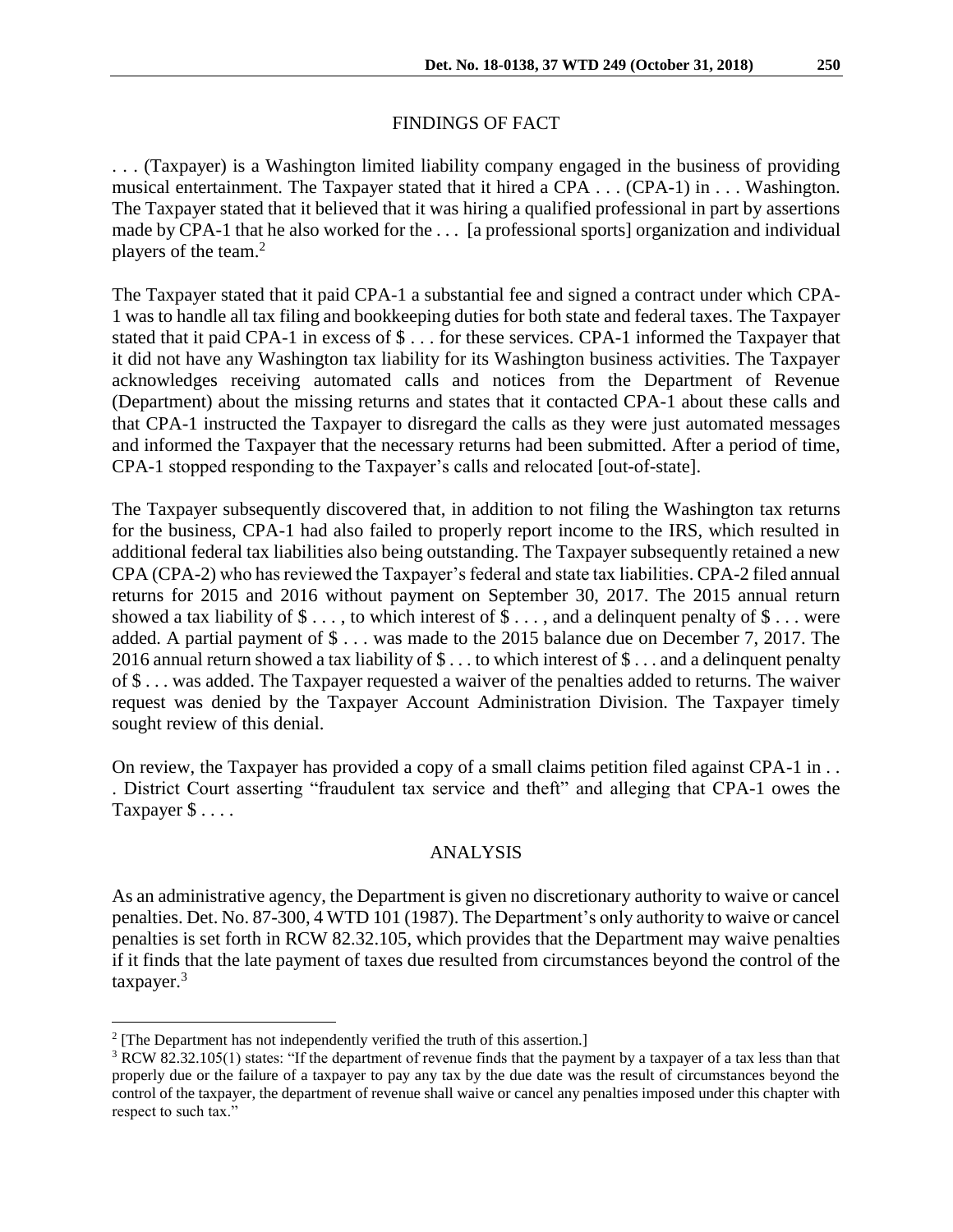## FINDINGS OF FACT

. . . (Taxpayer) is a Washington limited liability company engaged in the business of providing musical entertainment. The Taxpayer stated that it hired a CPA . . . (CPA-1) in . . . Washington. The Taxpayer stated that it believed that it was hiring a qualified professional in part by assertions made by CPA-1 that he also worked for the . . . [a professional sports] organization and individual players of the team.[2]

The Taxpayer stated that it paid CPA-1 a substantial fee and signed a contract under which CPA-1 was to handle all tax filing and bookkeeping duties for both state and federal taxes. The Taxpayer stated that it paid CPA-1 in excess of $ . . . for these services. CPA-1 informed the Taxpayer that it did not have any Washington tax liability for its Washington business activities. The Taxpayer acknowledges receiving automated calls and notices from the Department of Revenue (Department) about the missing returns and states that it contacted CPA-1 about these calls and that CPA-1 instructed the Taxpayer to disregard the calls as they were just automated messages and informed the Taxpayer that the necessary returns had been submitted. After a period of time, CPA-1 stopped responding to the Taxpayer's calls and relocated [out-of-state].

The Taxpayer subsequently discovered that, in addition to not filing the Washington tax returns for the business, CPA-1 had also failed to properly report income to the IRS, which resulted in additional federal tax liabilities also being outstanding. The Taxpayer subsequently retained a new CPA (CPA-2) who has reviewed the Taxpayer's federal and state tax liabilities. CPA-2 filed annual returns for 2015 and 2016 without payment on September 30, 2017. The 2015 annual return showed a tax liability of $ . . . , to which interest of $ . . . , and a delinquent penalty of $ . . . were added. A partial payment of $ . . . was made to the 2015 balance due on December 7, 2017. The 2016 annual return showed a tax liability of $ . . . to which interest of $ . . . and a delinquent penalty of $ . . . was added. The Taxpayer requested a waiver of the penalties added to returns. The waiver request was denied by the Taxpayer Account Administration Division. The Taxpayer timely sought review of this denial.

On review, the Taxpayer has provided a copy of a small claims petition filed against CPA-1 in . . . District Court asserting "fraudulent tax service and theft" and alleging that CPA-1 owes the Taxpayer $ . . . .

## ANALYSIS

As an administrative agency, the Department is given no discretionary authority to waive or cancel penalties. Det. No. 87-300, 4 WTD 101 (1987). The Department's only authority to waive or cancel penalties is set forth in RCW 82.32.105, which provides that the Department may waive penalties if it finds that the late payment of taxes due resulted from circumstances beyond the control of the taxpayer.[3]

---

[2] [The Department has not independently verified the truth of this assertion.]

[3] RCW 82.32.105(1) states: "If the department of revenue finds that the payment by a taxpayer of a tax less than that properly due or the failure of a taxpayer to pay any tax by the due date was the result of circumstances beyond the control of the taxpayer, the department of revenue shall waive or cancel any penalties imposed under this chapter with respect to such tax."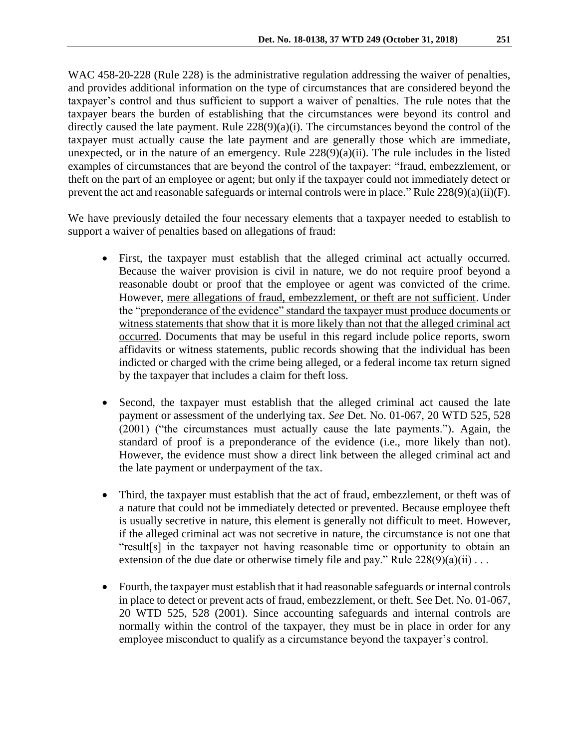WAC 458-20-228 (Rule 228) is the administrative regulation addressing the waiver of penalties, and provides additional information on the type of circumstances that are considered beyond the taxpayer's control and thus sufficient to support a waiver of penalties. The rule notes that the taxpayer bears the burden of establishing that the circumstances were beyond its control and directly caused the late payment. Rule 228(9)(a)(i). The circumstances beyond the control of the taxpayer must actually cause the late payment and are generally those which are immediate, unexpected, or in the nature of an emergency. Rule 228(9)(a)(ii). The rule includes in the listed examples of circumstances that are beyond the control of the taxpayer: "fraud, embezzlement, or theft on the part of an employee or agent; but only if the taxpayer could not immediately detect or prevent the act and reasonable safeguards or internal controls were in place." Rule 228(9)(a)(ii)(F).

We have previously detailed the four necessary elements that a taxpayer needed to establish to support a waiver of penalties based on allegations of fraud:

- First, the taxpayer must establish that the alleged criminal act actually occurred. Because the waiver provision is civil in nature, we do not require proof beyond a reasonable doubt or proof that the employee or agent was convicted of the crime. However, <u>mere allegations of fraud, embezzlement, or theft are not sufficient</u>. Under the "<u>preponderance of the evidence" standard the taxpayer must produce documents or witness statements that show that it is more likely than not that the alleged criminal act occurred</u>. Documents that may be useful in this regard include police reports, sworn affidavits or witness statements, public records showing that the individual has been indicted or charged with the crime being alleged, or a federal income tax return signed by the taxpayer that includes a claim for theft loss.

- Second, the taxpayer must establish that the alleged criminal act caused the late payment or assessment of the underlying tax. *See* Det. No. 01-067, 20 WTD 525, 528 (2001) ("the circumstances must actually cause the late payments."). Again, the standard of proof is a preponderance of the evidence (i.e., more likely than not). However, the evidence must show a direct link between the alleged criminal act and the late payment or underpayment of the tax.

- Third, the taxpayer must establish that the act of fraud, embezzlement, or theft was of a nature that could not be immediately detected or prevented. Because employee theft is usually secretive in nature, this element is generally not difficult to meet. However, if the alleged criminal act was not secretive in nature, the circumstance is not one that "result[s] in the taxpayer not having reasonable time or opportunity to obtain an extension of the due date or otherwise timely file and pay." Rule 228(9)(a)(ii) . . .

- Fourth, the taxpayer must establish that it had reasonable safeguards or internal controls in place to detect or prevent acts of fraud, embezzlement, or theft. See Det. No. 01-067, 20 WTD 525, 528 (2001). Since accounting safeguards and internal controls are normally within the control of the taxpayer, they must be in place in order for any employee misconduct to qualify as a circumstance beyond the taxpayer's control.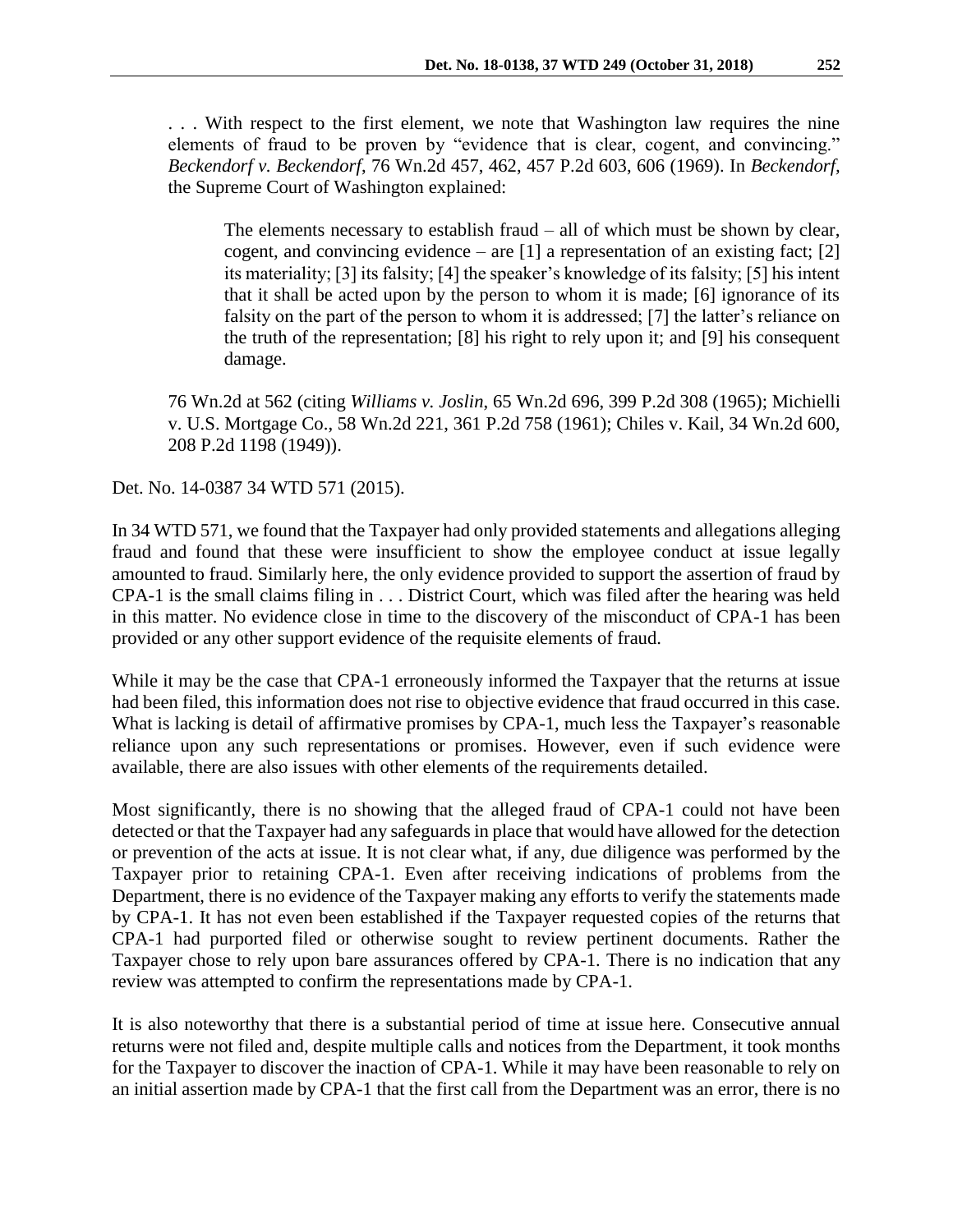> . . . With respect to the first element, we note that Washington law requires the nine elements of fraud to be proven by "evidence that is clear, cogent, and convincing." *Beckendorf v. Beckendorf*, 76 Wn.2d 457, 462, 457 P.2d 603, 606 (1969). In *Beckendorf*, the Supreme Court of Washington explained:
>
>> The elements necessary to establish fraud – all of which must be shown by clear, cogent, and convincing evidence – are [1] a representation of an existing fact; [2] its materiality; [3] its falsity; [4] the speaker's knowledge of its falsity; [5] his intent that it shall be acted upon by the person to whom it is made; [6] ignorance of its falsity on the part of the person to whom it is addressed; [7] the latter's reliance on the truth of the representation; [8] his right to rely upon it; and [9] his consequent damage.
>
> 76 Wn.2d at 562 (citing *Williams v. Joslin*, 65 Wn.2d 696, 399 P.2d 308 (1965); Michielli v. U.S. Mortgage Co., 58 Wn.2d 221, 361 P.2d 758 (1961); Chiles v. Kail, 34 Wn.2d 600, 208 P.2d 1198 (1949)).

Det. No. 14-0387 34 WTD 571 (2015).

In 34 WTD 571, we found that the Taxpayer had only provided statements and allegations alleging fraud and found that these were insufficient to show the employee conduct at issue legally amounted to fraud. Similarly here, the only evidence provided to support the assertion of fraud by CPA-1 is the small claims filing in . . . District Court, which was filed after the hearing was held in this matter. No evidence close in time to the discovery of the misconduct of CPA-1 has been provided or any other support evidence of the requisite elements of fraud.

While it may be the case that CPA-1 erroneously informed the Taxpayer that the returns at issue had been filed, this information does not rise to objective evidence that fraud occurred in this case. What is lacking is detail of affirmative promises by CPA-1, much less the Taxpayer's reasonable reliance upon any such representations or promises. However, even if such evidence were available, there are also issues with other elements of the requirements detailed.

Most significantly, there is no showing that the alleged fraud of CPA-1 could not have been detected or that the Taxpayer had any safeguards in place that would have allowed for the detection or prevention of the acts at issue. It is not clear what, if any, due diligence was performed by the Taxpayer prior to retaining CPA-1. Even after receiving indications of problems from the Department, there is no evidence of the Taxpayer making any efforts to verify the statements made by CPA-1. It has not even been established if the Taxpayer requested copies of the returns that CPA-1 had purported filed or otherwise sought to review pertinent documents. Rather the Taxpayer chose to rely upon bare assurances offered by CPA-1. There is no indication that any review was attempted to confirm the representations made by CPA-1.

It is also noteworthy that there is a substantial period of time at issue here. Consecutive annual returns were not filed and, despite multiple calls and notices from the Department, it took months for the Taxpayer to discover the inaction of CPA-1. While it may have been reasonable to rely on an initial assertion made by CPA-1 that the first call from the Department was an error, there is no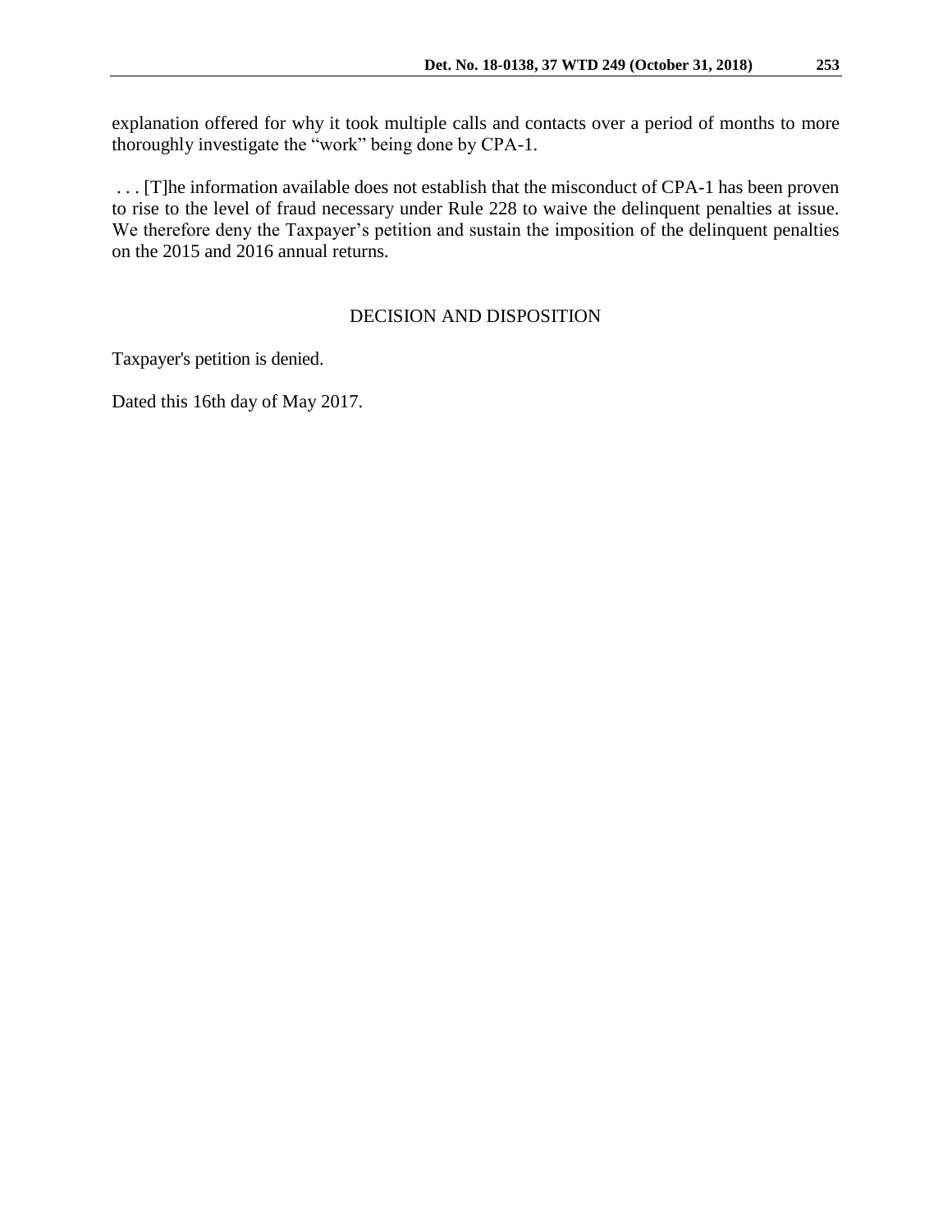explanation offered for why it took multiple calls and contacts over a period of months to more thoroughly investigate the "work" being done by CPA-1.

. . . [T]he information available does not establish that the misconduct of CPA-1 has been proven to rise to the level of fraud necessary under Rule 228 to waive the delinquent penalties at issue. We therefore deny the Taxpayer's petition and sustain the imposition of the delinquent penalties on the 2015 and 2016 annual returns.

## DECISION AND DISPOSITION

Taxpayer's petition is denied.

Dated this 16th day of May 2017.